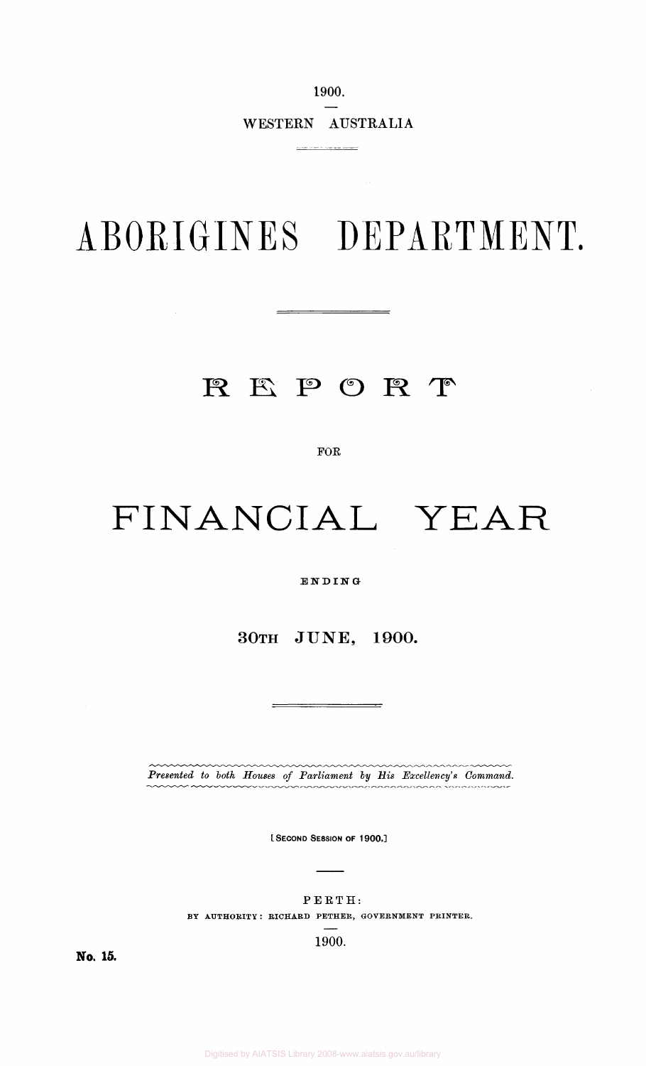1900.

WESTERN AUSTRALIA

# ABORIGINES DEPARTMENT.

## REPORT

FOR

# FINANCIAL YEAR

ENDING

**30TH JUNE, 1900.**

*Presented to both Houses of Parliament by His Excellency's Command.*

[SECOND SESSION OF 1900.]

PERTH:
BY AUTHORITY: RICHARD PETHER, GOVERNMENT PRINTER.
1900.

**No. 15.**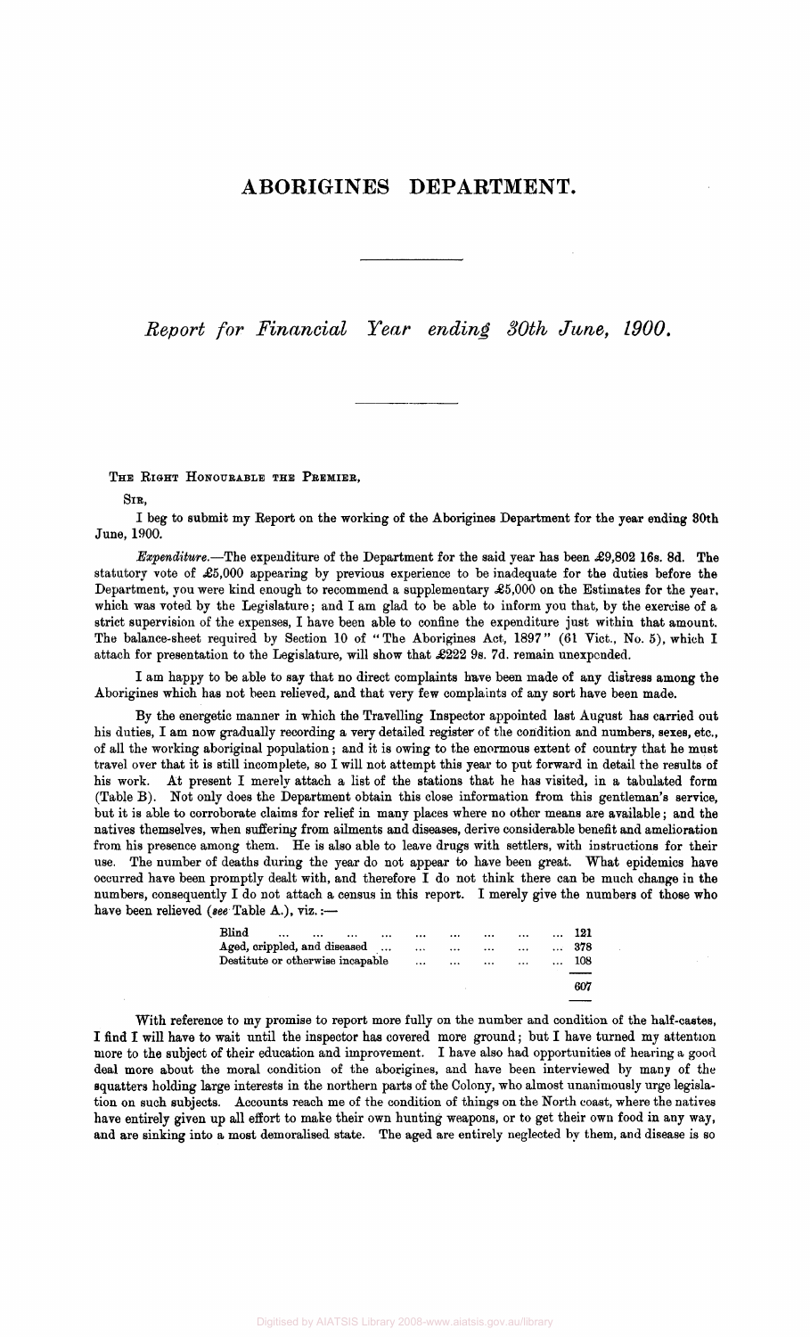# ABORIGINES DEPARTMENT.

*Report for Financial Year ending 30th June, 1900.*

THE RIGHT HONOURABLE THE PREMIER,

SIR,

I beg to submit my Report on the working of the Aborigines Department for the year ending 30th June, 1900.

*Expenditure.*—The expenditure of the Department for the said year has been £9,802 16s. 8d. The statutory vote of £5,000 appearing by previous experience to be inadequate for the duties before the Department, you were kind enough to recommend a supplementary £5,000 on the Estimates for the year, which was voted by the Legislature; and I am glad to be able to inform you that, by the exercise of a strict supervision of the expenses, I have been able to confine the expenditure just within that amount. The balance-sheet required by Section 10 of "The Aborigines Act, 1897" (61 Vict., No. 5), which I attach for presentation to the Legislature, will show that £222 9s. 7d. remain unexpended.

I am happy to be able to say that no direct complaints have been made of any distress among the Aborigines which has not been relieved, and that very few complaints of any sort have been made.

By the energetic manner in which the Travelling Inspector appointed last August has carried out his duties, I am now gradually recording a very detailed register of the condition and numbers, sexes, etc., of all the working aboriginal population; and it is owing to the enormous extent of country that he must travel over that it is still incomplete, so I will not attempt this year to put forward in detail the results of his work. At present I merely attach a list of the stations that he has visited, in a tabulated form (Table B). Not only does the Department obtain this close information from this gentleman's service, but it is able to corroborate claims for relief in many places where no other means are available; and the natives themselves, when suffering from ailments and diseases, derive considerable benefit and amelioration from his presence among them. He is also able to leave drugs with settlers, with instructions for their use. The number of deaths during the year do not appear to have been great. What epidemics have occurred have been promptly dealt with, and therefore I do not think there can be much change in the numbers, consequently I do not attach a census in this report. I merely give the numbers of those who have been relieved (*see* Table A.), viz.:—

| | |
|---|---|
| Blind ... ... ... ... ... ... ... ... | 121 |
| Aged, crippled, and diseased ... ... ... ... ... | 378 |
| Destitute or otherwise incapable ... ... ... ... ... | 108 |
| | 607 |

With reference to my promise to report more fully on the number and condition of the half-castes, I find I will have to wait until the inspector has covered more ground; but I have turned my attention more to the subject of their education and improvement. I have also had opportunities of hearing a good deal more about the moral condition of the aborigines, and have been interviewed by many of the squatters holding large interests in the northern parts of the Colony, who almost unanimously urge legislation on such subjects. Accounts reach me of the condition of things on the North coast, where the natives have entirely given up all effort to make their own hunting weapons, or to get their own food in any way, and are sinking into a most demoralised state. The aged are entirely neglected by them, and disease is so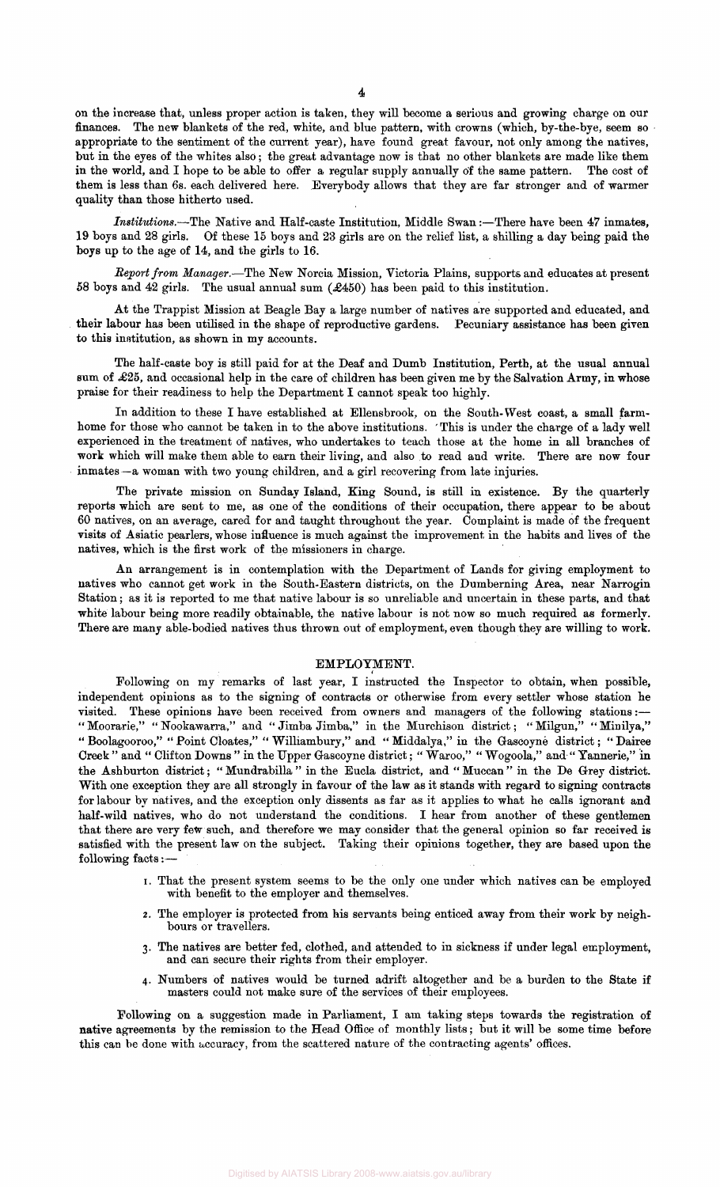on the increase that, unless proper action is taken, they will become a serious and growing charge on our finances. The new blankets of the red, white, and blue pattern, with crowns (which, by-the-bye, seem so appropriate to the sentiment of the current year), have found great favour, not only among the natives, but in the eyes of the whites also; the great advantage now is that no other blankets are made like them in the world, and I hope to be able to offer a regular supply annually of the same pattern. The cost of them is less than 6s. each delivered here. Everybody allows that they are far stronger and of warmer quality than those hitherto used.

*Institutions.*—The Native and Half-caste Institution, Middle Swan:—There have been 47 inmates, 19 boys and 28 girls. Of these 15 boys and 23 girls are on the relief list, a shilling a day being paid the boys up to the age of 14, and the girls to 16.

*Report from Manager.*—The New Norcia Mission, Victoria Plains, supports and educates at present 58 boys and 42 girls. The usual annual sum (£450) has been paid to this institution.

At the Trappist Mission at Beagle Bay a large number of natives are supported and educated, and their labour has been utilised in the shape of reproductive gardens. Pecuniary assistance has been given to this institution, as shown in my accounts.

The half-caste boy is still paid for at the Deaf and Dumb Institution, Perth, at the usual annual sum of £25, and occasional help in the care of children has been given me by the Salvation Army, in whose praise for their readiness to help the Department I cannot speak too highly.

In addition to these I have established at Ellensbrook, on the South-West coast, a small farm-home for those who cannot be taken in to the above institutions. This is under the charge of a lady well experienced in the treatment of natives, who undertakes to teach those at the home in all branches of work which will make them able to earn their living, and also to read and write. There are now four inmates—a woman with two young children, and a girl recovering from late injuries.

The private mission on Sunday Island, King Sound, is still in existence. By the quarterly reports which are sent to me, as one of the conditions of their occupation, there appear to be about 60 natives, on an average, cared for and taught throughout the year. Complaint is made of the frequent visits of Asiatic pearlers, whose influence is much against the improvement in the habits and lives of the natives, which is the first work of the missioners in charge.

An arrangement is in contemplation with the Department of Lands for giving employment to natives who cannot get work in the South-Eastern districts, on the Dumberning Area, near Narrogin Station; as it is reported to me that native labour is so unreliable and uncertain in these parts, and that white labour being more readily obtainable, the native labour is not now so much required as formerly. There are many able-bodied natives thus thrown out of employment, even though they are willing to work.

## EMPLOYMENT.

Following on my remarks of last year, I instructed the Inspector to obtain, when possible, independent opinions as to the signing of contracts or otherwise from every settler whose station he visited. These opinions have been received from owners and managers of the following stations:—"Moorarie," "Nookawarra," and "Jimba Jimba," in the Murchison district; "Milgun," "Minilya," "Boolagooroo," "Point Cloates," "Williambury," and "Middalya," in the Gascoyne district; "Dairee Creek" and "Clifton Downs" in the Upper Gascoyne district; "Waroo," "Wogoola," and "Yannerie," in the Ashburton district; "Mundrabilla" in the Eucla district, and "Muccan" in the De Grey district. With one exception they are all strongly in favour of the law as it stands with regard to signing contracts for labour by natives, and the exception only dissents as far as it applies to what he calls ignorant and half-wild natives, who do not understand the conditions. I hear from another of these gentlemen that there are very few such, and therefore we may consider that the general opinion so far received is satisfied with the present law on the subject. Taking their opinions together, they are based upon the following facts:—

1. That the present system seems to be the only one under which natives can be employed with benefit to the employer and themselves.
2. The employer is protected from his servants being enticed away from their work by neighbours or travellers.
3. The natives are better fed, clothed, and attended to in sickness if under legal employment, and can secure their rights from their employer.
4. Numbers of natives would be turned adrift altogether and be a burden to the State if masters could not make sure of the services of their employees.

Following on a suggestion made in Parliament, I am taking steps towards the registration of native agreements by the remission to the Head Office of monthly lists; but it will be some time before this can be done with accuracy, from the scattered nature of the contracting agents' offices.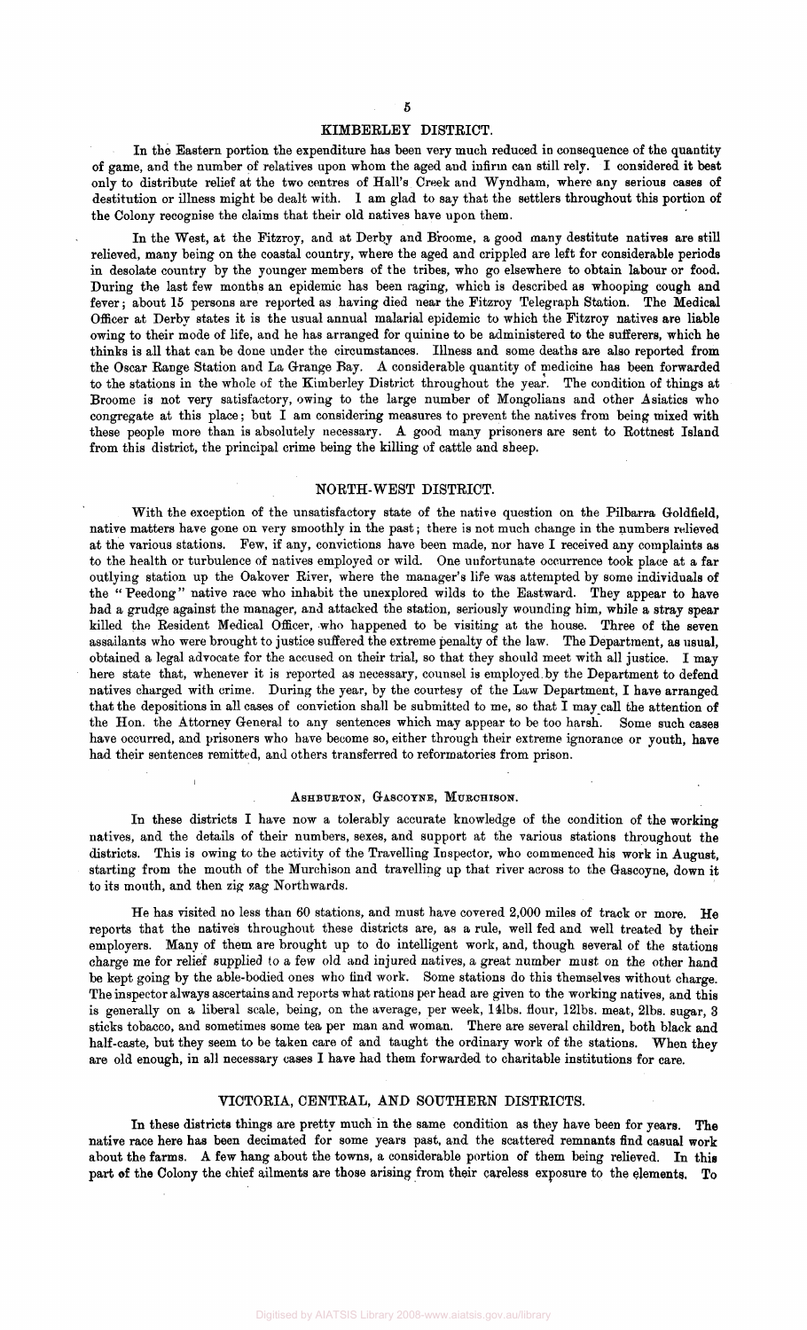## KIMBERLEY DISTRICT.

In the Eastern portion the expenditure has been very much reduced in consequence of the quantity of game, and the number of relatives upon whom the aged and infirm can still rely. I considered it best only to distribute relief at the two centres of Hall's Creek and Wyndham, where any serious cases of destitution or illness might be dealt with. I am glad to say that the settlers throughout this portion of the Colony recognise the claims that their old natives have upon them.

In the West, at the Fitzroy, and at Derby and Broome, a good many destitute natives are still relieved, many being on the coastal country, where the aged and crippled are left for considerable periods in desolate country by the younger members of the tribes, who go elsewhere to obtain labour or food. During the last few months an epidemic has been raging, which is described as whooping cough and fever; about 15 persons are reported as having died near the Fitzroy Telegraph Station. The Medical Officer at Derby states it is the usual annual malarial epidemic to which the Fitzroy natives are liable owing to their mode of life, and he has arranged for quinine to be administered to the sufferers, which he thinks is all that can be done under the circumstances. Illness and some deaths are also reported from the Oscar Range Station and La Grange Bay. A considerable quantity of medicine has been forwarded to the stations in the whole of the Kimberley District throughout the year. The condition of things at Broome is not very satisfactory, owing to the large number of Mongolians and other Asiatics who congregate at this place; but I am considering measures to prevent the natives from being mixed with these people more than is absolutely necessary. A good many prisoners are sent to Rottnest Island from this district, the principal crime being the killing of cattle and sheep.

## NORTH-WEST DISTRICT.

With the exception of the unsatisfactory state of the native question on the Pilbarra Goldfield, native matters have gone on very smoothly in the past; there is not much change in the numbers relieved at the various stations. Few, if any, convictions have been made, nor have I received any complaints as to the health or turbulence of natives employed or wild. One unfortunate occurrence took place at a far outlying station up the Oakover River, where the manager's life was attempted by some individuals of the "Peedong" native race who inhabit the unexplored wilds to the Eastward. They appear to have had a grudge against the manager, and attacked the station, seriously wounding him, while a stray spear killed the Resident Medical Officer, who happened to be visiting at the house. Three of the seven assailants who were brought to justice suffered the extreme penalty of the law. The Department, as usual, obtained a legal advocate for the accused on their trial, so that they should meet with all justice. I may here state that, whenever it is reported as necessary, counsel is employed by the Department to defend natives charged with crime. During the year, by the courtesy of the Law Department, I have arranged that the depositions in all cases of conviction shall be submitted to me, so that I may call the attention of the Hon. the Attorney General to any sentences which may appear to be too harsh. Some such cases have occurred, and prisoners who have become so, either through their extreme ignorance or youth, have had their sentences remitted, and others transferred to reformatories from prison.

## ASHBURTON, GASCOYNE, MURCHISON.

In these districts I have now a tolerably accurate knowledge of the condition of the working natives, and the details of their numbers, sexes, and support at the various stations throughout the districts. This is owing to the activity of the Travelling Inspector, who commenced his work in August, starting from the mouth of the Murchison and travelling up that river across to the Gascoyne, down it to its mouth, and then zig zag Northwards.

He has visited no less than 60 stations, and must have covered 2,000 miles of track or more. He reports that the natives throughout these districts are, as a rule, well fed and well treated by their employers. Many of them are brought up to do intelligent work, and, though several of the stations charge me for relief supplied to a few old and injured natives, a great number must on the other hand be kept going by the able-bodied ones who find work. Some stations do this themselves without charge. The inspector always ascertains and reports what rations per head are given to the working natives, and this is generally on a liberal scale, being, on the average, per week, 14lbs. flour, 12lbs. meat, 2lbs. sugar, 3 sticks tobacco, and sometimes some tea per man and woman. There are several children, both black and half-caste, but they seem to be taken care of and taught the ordinary work of the stations. When they are old enough, in all necessary cases I have had them forwarded to charitable institutions for care.

## VICTORIA, CENTRAL, AND SOUTHERN DISTRICTS.

In these districts things are pretty much in the same condition as they have been for years. The native race here has been decimated for some years past, and the scattered remnants find casual work about the farms. A few hang about the towns, a considerable portion of them being relieved. In this part of the Colony the chief ailments are those arising from their careless exposure to the elements. To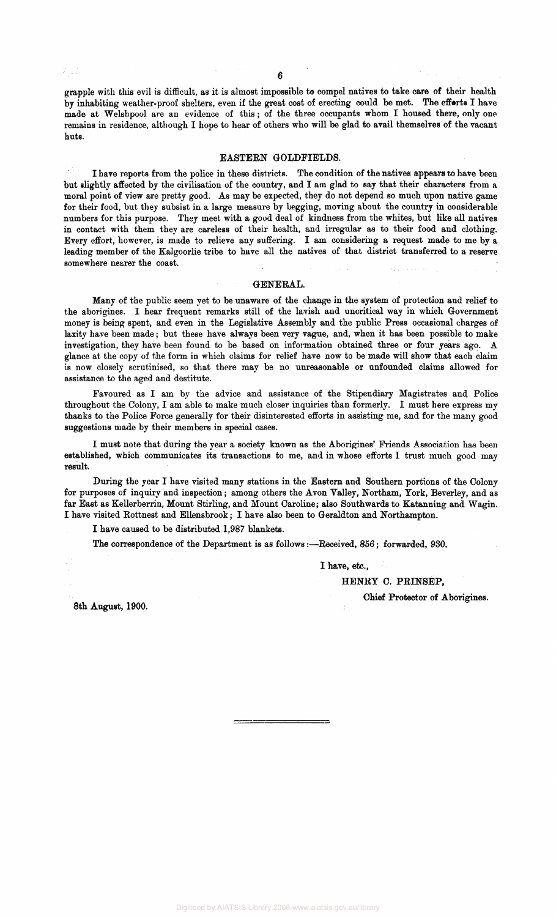grapple with this evil is difficult, as it is almost impossible to compel natives to take care of their health by inhabiting weather-proof shelters, even if the great cost of erecting could be met. The efforts I have made at Welshpool are an evidence of this; of the three occupants whom I housed there, only one remains in residence, although I hope to hear of others who will be glad to avail themselves of the vacant huts.

## EASTERN GOLDFIELDS.

I have reports from the police in these districts. The condition of the natives appears to have been but slightly affected by the civilisation of the country, and I am glad to say that their characters from a moral point of view are pretty good. As may be expected, they do not depend so much upon native game for their food, but they subsist in a large measure by begging, moving about the country in considerable numbers for this purpose. They meet with a good deal of kindness from the whites, but like all natives in contact with them they are careless of their health, and irregular as to their food and clothing. Every effort, however, is made to relieve any suffering. I am considering a request made to me by a leading member of the Kalgoorlie tribe to have all the natives of that district transferred to a reserve somewhere nearer the coast.

## GENERAL.

Many of the public seem yet to be unaware of the change in the system of protection and relief to the aborigines. I hear frequent remarks still of the lavish and uncritical way in which Government money is being spent, and even in the Legislative Assembly and the public Press occasional charges of laxity have been made; but these have always been very vague, and, when it has been possible to make investigation, they have been found to be based on information obtained three or four years ago. A glance at the copy of the form in which claims for relief have now to be made will show that each claim is now closely scrutinised, so that there may be no unreasonable or unfounded claims allowed for assistance to the aged and destitute.

Favoured as I am by the advice and assistance of the Stipendiary Magistrates and Police throughout the Colony, I am able to make much closer inquiries than formerly. I must here express my thanks to the Police Force generally for their disinterested efforts in assisting me, and for the many good suggestions made by their members in special cases.

I must note that during the year a society known as the Aborigines' Friends Association has been established, which communicates its transactions to me, and in whose efforts I trust much good may result.

During the year I have visited many stations in the Eastern and Southern portions of the Colony for purposes of inquiry and inspection; among others the Avon Valley, Northam, York, Beverley, and as far East as Kellerberrin, Mount Stirling, and Mount Caroline; also Southwards to Katanning and Wagin. I have visited Rottnest and Ellensbrook; I have also been to Geraldton and Northampton.

I have caused to be distributed 1,987 blankets.

The correspondence of the Department is as follows:—Received, 856; forwarded, 930.

I have, etc.,

HENRY C. PRINSEP,

Chief Protector of Aborigines.

8th August, 1900.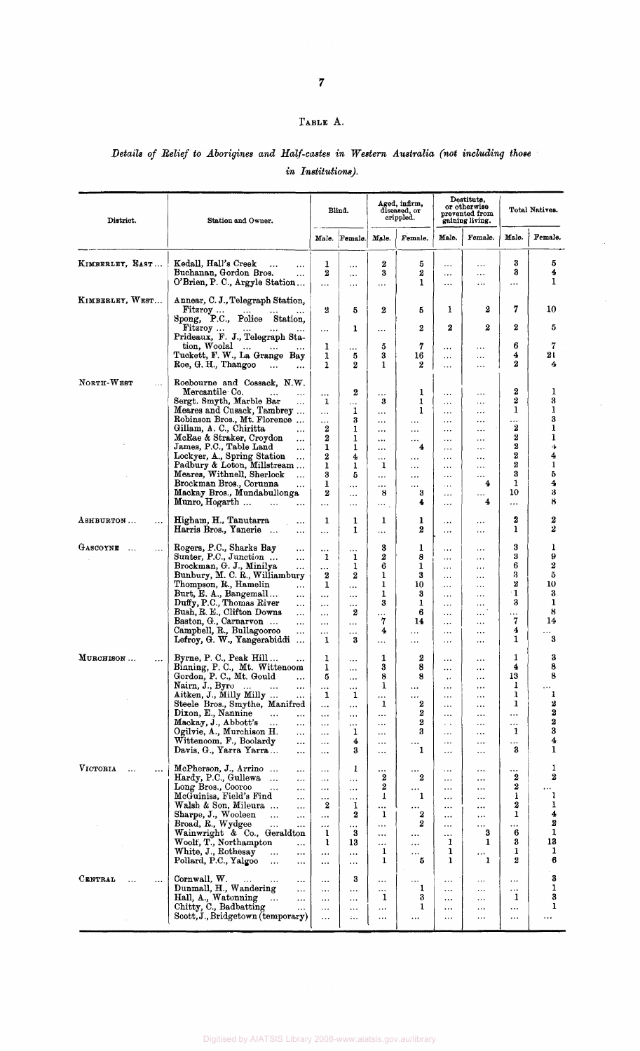TABLE A.

*Details of Relief to Aborigines and Half-castes in Western Australia (not including those in Institutions).*

| District. | Station and Owner. | Blind. | | Aged, infirm, diseased, or crippled. | | Destitute, or otherwise prevented from gaining living. | | Total Natives. | |
|---|---|---|---|---|---|---|---|---|---|
| | | Male. | Female. | Male. | Female. | Male. | Female. | Male. | Female. |
| KIMBERLEY, EAST ... | Kedall, Hall's Creek ... ... | 1 | ... | 2 | 5 | ... | ... | 3 | 5 |
| | Buchanan, Gordon Bros. ... | 2 | ... | 3 | 2 | ... | ... | 3 | 4 |
| | O'Brien, P. C., Argyle Station ... | ... | ... | ... | 1 | ... | ... | ... | 1 |
| KIMBERLEY, WEST ... | Annear, C. J., Telegraph Station, Fitzroy ... ... ... ... | 2 | 5 | 2 | 5 | 1 | 2 | 7 | 10 |
| | Spong, P.C., Police Station, Fitzroy ... ... ... ... | ... | 1 | ... | 2 | 2 | 2 | 2 | 5 |
| | Prideaux, F. J., Telegraph Station, Woolal ... ... ... | 1 | ... | 5 | 7 | ... | ... | 6 | 7 |
| | Tuckett, F. W., La Grange Bay | 1 | 5 | 3 | 16 | ... | ... | 4 | 21 |
| | Roe, G. H., Thangoo ... ... | 1 | 2 | 1 | 2 | ... | ... | 2 | 4 |
| NORTH-WEST ... | Roebourne and Cossack, N.W. Mercantile Co. ... ... | ... | 2 | ... | 1 | ... | ... | 2 | 1 |
| | Sergt. Smyth, Marble Bar ... | 1 | ... | 3 | 1 | ... | ... | 2 | 3 |
| | Meares and Cusack, Tambrey ... | ... | 1 | ... | 1 | ... | ... | 1 | 1 |
| | Robinson Bros., Mt. Florence ... | ... | 3 | ... | ... | ... | ... | ... | 3 |
| | Giliam, A. C., Chiritta ... | 2 | 1 | ... | ... | ... | ... | 2 | 1 |
| | McRae & Straker, Croydon ... | 2 | 1 | ... | ... | ... | ... | 2 | 1 |
| | James, P.C., Table Land ... | 1 | 1 | ... | 4 | ... | ... | 2 | 4 |
| | Lockyer, A., Spring Station ... | 2 | 4 | ... | ... | ... | ... | 2 | 4 |
| | Padbury & Loton, Millstream ... | 1 | 1 | 1 | ... | ... | ... | 2 | 1 |
| | Meares, Withnell, Sherlock ... | 3 | 5 | ... | ... | ... | ... | 3 | 5 |
| | Brockman Bros., Corunna ... | 1 | ... | ... | ... | ... | 4 | 1 | 4 |
| | Mackay Bros., Mundabullonga | 2 | ... | 8 | 3 | ... | ... | 10 | 3 |
| | Munro, Hogarth ... ... ... | ... | ... | ... | 4 | ... | 4 | ... | 8 |
| ASHBURTON ... ... | Higham, H., Tanutarra ... | 1 | 1 | 1 | 1 | ... | ... | 2 | 2 |
| | Harris Bros., Yanerie ... ... | ... | 1 | ... | 2 | ... | ... | 1 | 2 |
| GASCOYNE ... ... | Rogers, P.C., Sharks Bay ... | ... | ... | 3 | 1 | ... | ... | 3 | 1 |
| | Sunter, P.C., Junction ... ... | 1 | 1 | 2 | 8 | ... | ... | 3 | 9 |
| | Brockman, G. J., Minilya ... | ... | 1 | 6 | 1 | ... | ... | 6 | 2 |
| | Bunbury, M. C. R., Williambury | 2 | 2 | 1 | 3 | ... | ... | 3 | 5 |
| | Thompson, R., Hamelin ... | 1 | ... | 1 | 10 | ... | ... | 2 | 10 |
| | Burt, E. A., Bangemall ... ... | ... | ... | 1 | 3 | ... | ... | 1 | 3 |
| | Duffy, P.C., Thomas River ... | ... | ... | 3 | 1 | ... | ... | 3 | 1 |
| | Bush, R. E., Clifton Downs ... | ... | 2 | ... | 6 | ... | ... | ... | 8 |
| | Baston, G., Carnarvon ... ... | ... | ... | 7 | 14 | ... | ... | 7 | 14 |
| | Campbell, R., Bullagooroo ... | ... | ... | 4 | ... | ... | ... | 4 | ... |
| | Lefroy, G. W., Yangerabiddi ... | 1 | 3 | ... | ... | ... | ... | 1 | 3 |
| MURCHISON ... ... | Byrne, P. C., Peak Hill ... ... | 1 | ... | 1 | 2 | ... | ... | 1 | 3 |
| | Binning, P. C., Mt. Wittenoom | 1 | ... | 3 | 8 | ... | ... | 4 | 8 |
| | Gordon, P. C., Mt. Gould ... | 5 | ... | 8 | 8 | ... | ... | 13 | 8 |
| | Nairn, J., Byro ... ... ... | ... | ... | 1 | ... | ... | ... | 1 | ... |
| | Aitken, J., Milly Milly ... ... | 1 | 1 | ... | ... | ... | ... | 1 | 1 |
| | Steele Bros., Smythe, Manifred | ... | ... | 1 | 2 | ... | ... | 1 | 2 |
| | Dixon, E., Nannine ... ... | ... | ... | ... | 2 | ... | ... | ... | 2 |
| | Mackay, J., Abbott's ... ... | ... | ... | ... | 2 | ... | ... | ... | 2 |
| | Ogilvie, A., Murchison H. ... | ... | 1 | ... | 3 | ... | ... | 1 | 3 |
| | Wittenoom, F., Boolardy ... | ... | 4 | ... | ... | ... | ... | ... | 4 |
| | Davis, G., Yarra Yarra ... ... | ... | 3 | ... | 1 | ... | ... | 3 | 1 |
| VICTORIA ... ... | McPherson, J., Arrino ... ... | ... | 1 | ... | ... | ... | ... | ... | 1 |
| | Hardy, P.C., Gullewa ... ... | ... | ... | 2 | 2 | ... | ... | 2 | 2 |
| | Long Bros., Cooroo ... ... | ... | ... | 2 | ... | ... | ... | 2 | ... |
| | McGuiniss, Field's Find ... | ... | ... | 1 | 1 | ... | ... | 1 | 1 |
| | Walsh & Son, Mileura ... ... | 2 | 1 | ... | ... | ... | ... | 2 | 1 |
| | Sharpe, J., Wooleen ... ... | ... | 2 | 1 | 2 | ... | ... | 1 | 4 |
| | Broad, R., Wydgee ... ... | ... | ... | ... | 2 | ... | ... | ... | 2 |
| | Wainwright & Co., Geraldton | 1 | 3 | ... | ... | ... | 3 | 6 | 1 |
| | Woolf, T., Northampton ... | 1 | 13 | ... | ... | 1 | 1 | 3 | 13 |
| | White, J., Rothesay ... ... | ... | ... | 1 | ... | 1 | ... | 1 | 1 |
| | Pollard, P.C., Yalgoo ... ... | ... | ... | 1 | 5 | 1 | 1 | 2 | 6 |
| CENTRAL ... ... | Cornwall, W. ... ... ... | ... | 3 | ... | ... | ... | ... | ... | 3 |
| | Dunmall, H., Wandering ... | ... | ... | ... | 1 | ... | ... | ... | 1 |
| | Hall, A., Watonning ... ... | ... | ... | 1 | 3 | ... | ... | 1 | 3 |
| | Chitty, C., Badbatting ... | ... | ... | ... | 1 | ... | ... | ... | 1 |
| | Scott, J., Bridgetown (temporary) | ... | ... | ... | ... | ... | ... | ... | ... |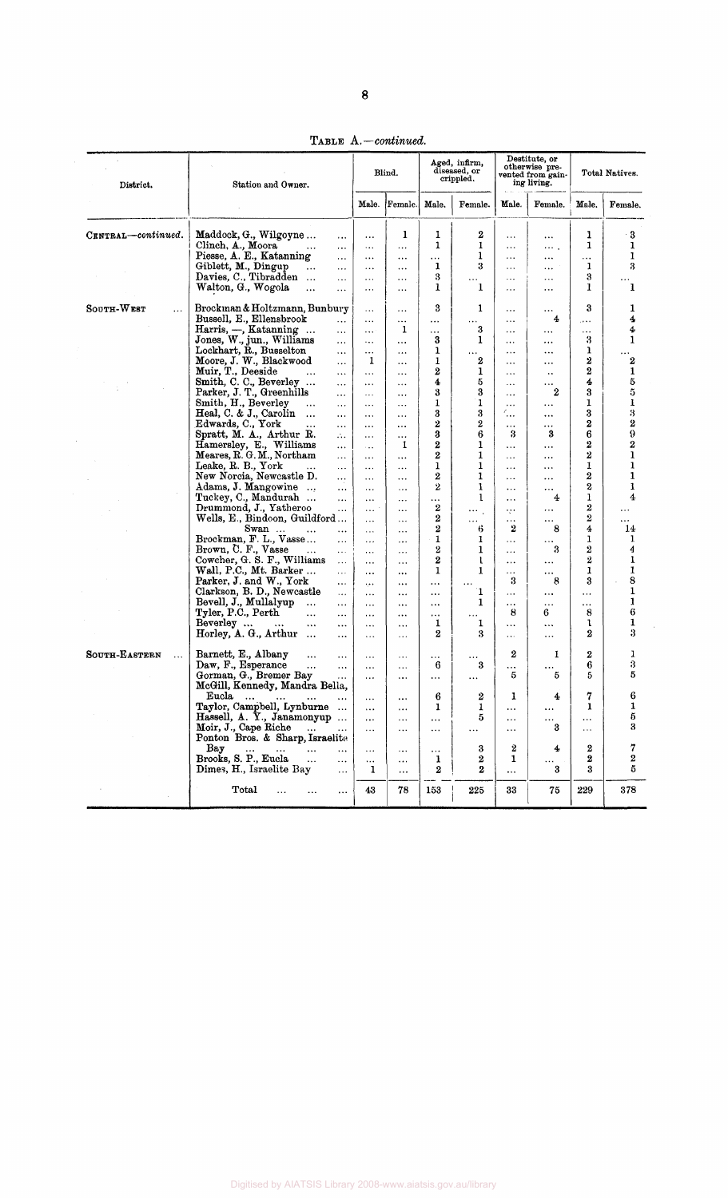TABLE A.—*continued.*

| District. | Station and Owner. | Blind. | | Aged, infirm, diseased, or crippled. | | Destitute, or otherwise prevented from gaining living. | | Total Natives. | |
|---|---|---|---|---|---|---|---|---|---|
| | | Male. | Female. | Male. | Female. | Male. | Female. | Male. | Female. |
| CENTRAL—*continued.* | Maddock, G., Wilgoyne ... | ... | 1 | 1 | 2 | ... | ... | 1 | 3 |
| | Clinch, A., Moora | ... | ... | 1 | 1 | ... | ... | 1 | 1 |
| | Piesse, A. E., Katanning | ... | ... | ... | 1 | ... | ... | ... | 1 |
| | Giblett, M., Dingup | ... | ... | 1 | 3 | ... | ... | 1 | 3 |
| | Davies, C., Tibradden | ... | ... | 3 | ... | ... | ... | 3 | ... |
| | Walton, G., Wogola | ... | ... | 1 | 1 | ... | ... | 1 | 1 |
| SOUTH-WEST | Brockman & Holtzmann, Bunbury | ... | ... | 3 | 1 | ... | ... | 3 | 1 |
| | Bussell, E., Ellensbrook | ... | ... | ... | ... | ... | 4 | ... | 4 |
| | Harris, —, Katanning ... | ... | 1 | ... | 3 | ... | ... | ... | 4 |
| | Jones, W., jun., Williams | ... | ... | 3 | 1 | ... | ... | 3 | 1 |
| | Lockhart, R., Busselton | ... | ... | 1 | ... | ... | ... | 1 | ... |
| | Moore, J. W., Blackwood | 1 | ... | 1 | 2 | ... | ... | 2 | 2 |
| | Muir, T., Deeside | ... | ... | 2 | 1 | ... | .. | 2 | 1 |
| | Smith, C. C., Beverley ... | ... | ... | 4 | 5 | ... | ... | 4 | 5 |
| | Parker, J. T., Greenhills | ... | ... | 3 | 3 | ... | 2 | 3 | 5 |
| | Smith, H., Beverley | ... | ... | 1 | 1 | ... | ... | 1 | 1 |
| | Heal, C. & J., Carolin | ... | ... | 3 | 3 | ... | ... | 3 | 3 |
| | Edwards, C., York | ... | ... | 2 | 2 | ... | ... | 2 | 2 |
| | Spratt, M. A., Arthur R. | ... | ... | 3 | 6 | 3 | 3 | 6 | 9 |
| | Hamersley, E., Williams | ... | 1 | 2 | 1 | ... | ... | 2 | 2 |
| | Meares, R. G. M., Northam | ... | ... | 2 | 1 | ... | ... | 2 | 1 |
| | Leake, R. B., York | ... | ... | 1 | 1 | ... | ... | 1 | 1 |
| | New Norcia, Newcastle D. | ... | ... | 2 | 1 | ... | ... | 2 | 1 |
| | Adams, J. Mangowine ... | ... | ... | 2 | 1 | ... | ... | 2 | 1 |
| | Tuckey, C., Mandurah ... | ... | ... | ... | 1 | ... | 4 | 1 | 4 |
| | Drummond, J., Yatheroo | ... | ... | 2 | ... | ... | ... | 2 | ... |
| | Wells, E., Bindoon, Guildford... | ... | ... | 2 | ... | ... | ... | 2 | ... |
| | Swan ... | ... | ... | 2 | 6 | 2 | 8 | 4 | 14 |
| | Brockman, F. L., Vasse... | ... | ... | 1 | 1 | ... | ... | 1 | 1 |
| | Brown, C. F., Vasse | ... | ... | 2 | 1 | ... | 3 | 2 | 4 |
| | Cowcher, G. S. F., Williams | ... | ... | 2 | 1 | ... | ... | 2 | 1 |
| | Wall, P.C., Mt. Barker ... | ... | ... | 1 | 1 | ... | ... | 1 | 1 |
| | Parker, J. and W., York | ... | ... | ... | ... | 3 | 8 | 3 | 8 |
| | Clarkson, B. D., Newcastle | ... | ... | ... | 1 | ... | ... | ... | 1 |
| | Bevell, J., Mullalyup | ... | ... | ... | 1 | ... | ... | ... | 1 |
| | Tyler, P.C., Perth | ... | ... | ... | ... | 8 | 6 | 8 | 6 |
| | Beverley ... | ... | ... | 1 | 1 | ... | ... | 1 | 1 |
| | Horley, A. G., Arthur ... | ... | ... | 2 | 3 | ... | ... | 2 | 3 |
| SOUTH-EASTERN | Barnett, E., Albany | ... | ... | ... | ... | 2 | 1 | 2 | 1 |
| | Daw, F., Esperance | ... | ... | 6 | 3 | ... | ... | 6 | 3 |
| | Gorman, G., Bremer Bay | ... | ... | ... | ... | 5 | 5 | 5 | 5 |
| | McGill, Kennedy, Mandra Bella, Eucla | ... | ... | 6 | 2 | 1 | 4 | 7 | 6 |
| | Taylor, Campbell, Lynburne ... | ... | ... | 1 | 1 | ... | ... | 1 | 1 |
| | Hassell, A. Y., Janamonyup ... | ... | ... | ... | 5 | ... | ... | ... | 5 |
| | Moir, J., Cape Riche | ... | ... | ... | ... | ... | 3 | ... | 3 |
| | Ponton Bros. & Sharp, Israelite Bay | ... | ... | ... | 3 | 2 | 4 | 2 | 7 |
| | Brooks, S. P., Eucla | ... | ... | 1 | 2 | 1 | ... | 2 | 2 |
| | Dimes, H., Israelite Bay | 1 | ... | 2 | 2 | ... | 3 | 3 | 5 |
| | Total ... | 43 | 78 | 153 | 225 | 33 | 75 | 229 | 378 |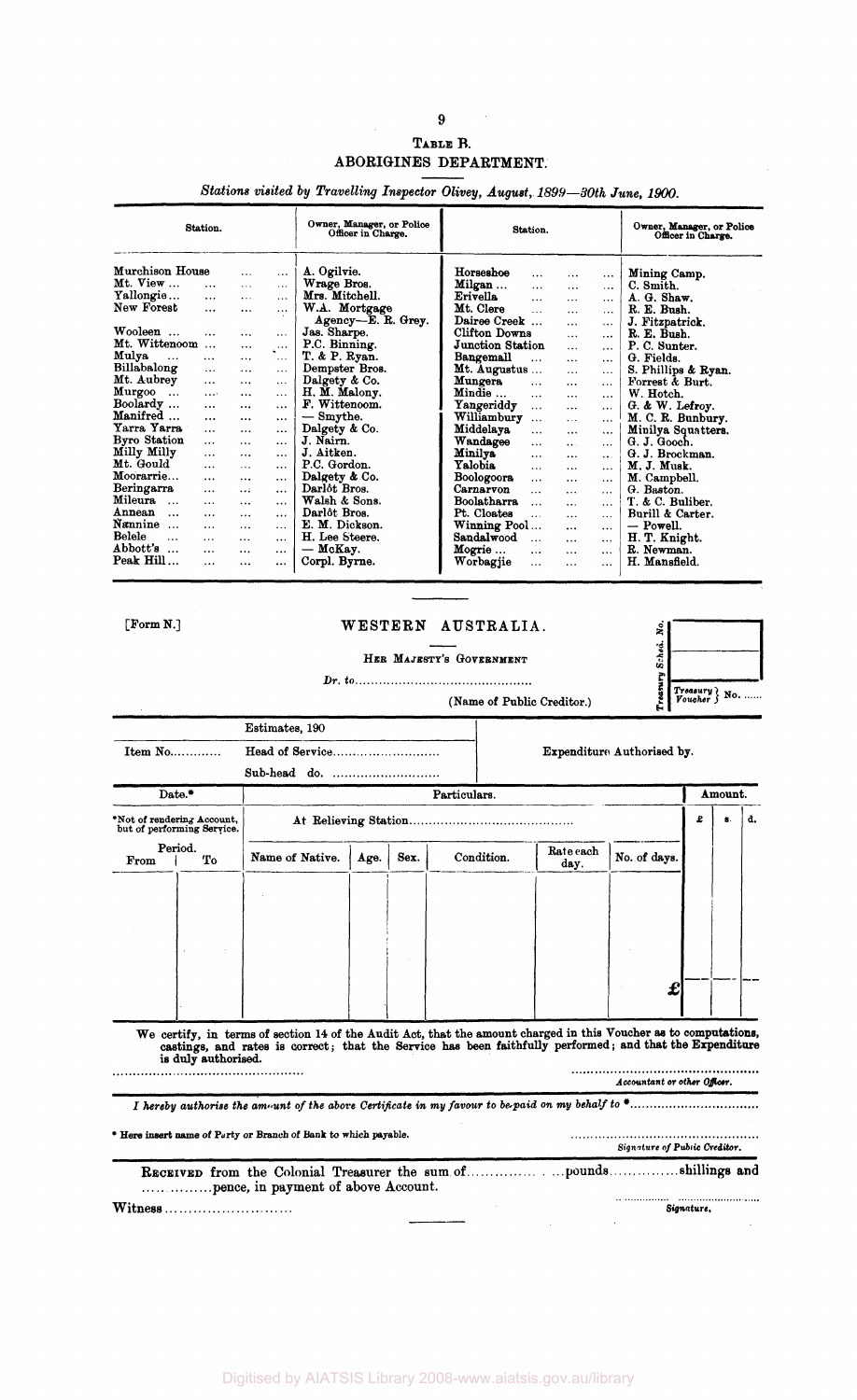TABLE B.

ABORIGINES DEPARTMENT.

*Stations visited by Travelling Inspector Olivey, August, 1899—30th June, 1900.*

| Station. | Owner, Manager, or Police Officer in Charge. | Station. | Owner, Manager, or Police Officer in Charge. |
|---|---|---|---|
| Murchison House | A. Ogilvie. | Horseshoe | Mining Camp. |
| Mt. View | Wrage Bros. | Milgan | C. Smith. |
| Yallongie | Mrs. Mitchell. | Erivella | A. G. Shaw. |
| New Forest | W.A. Mortgage Agency—E. R. Grey. | Mt. Clere | R. E. Bush. |
| | | Dairee Creek | J. Fitzpatrick. |
| Wooleen | Jas. Sharpe. | Clifton Downs | R. E. Bush. |
| Mt. Wittenoom | P.C. Binning. | Junction Station | P. C. Sunter. |
| Mulya | T. & P. Ryan. | Bangemall | G. Fields. |
| Billabalong | Dempster Bros. | Mt. Augustus | S. Phillips & Ryan. |
| Mt. Aubrey | Dalgety & Co. | Mungera | Forrest & Burt. |
| Murgoo | H. M. Malony. | Mindie | W. Hotch. |
| Boolardy | F. Wittenoom. | Yangeriddy | G. & W. Lefroy. |
| Manifred | — Smythe. | Williambury | M. C. R. Bunbury. |
| Yarra Yarra | Dalgety & Co. | Middelaya | Minilya Squatters. |
| Byro Station | J. Nairn. | Wandagee | G. J. Gooch. |
| Milly Milly | J. Aitken. | Minilya | G. J. Brockman. |
| Mt. Gould | P.C. Gordon. | Yalobia | M. J. Musk. |
| Moorarrie | Dalgety & Co. | Boologoora | M. Campbell. |
| Beringarra | Darlôt Bros. | Carnarvon | G. Baston. |
| Mileura | Walsh & Sons. | Boolathanna | T. & C. Buliber. |
| Annean | Darlôt Bros. | Pt. Cloates | Burill & Carter. |
| Nannine | E. M. Dickson. | Winning Pool | — Powell. |
| Belele | H. Lee Steere. | Sandalwood | H. T. Knight. |
| Abbott's | — McKay. | Mogrie | R. Newman. |
| Peak Hill | Corpl. Byrne. | Worbagjie | H. Mansfield. |

[Form N.]

WESTERN AUSTRALIA.

HER MAJESTY'S GOVERNMENT

*Dr. to*..............................................

(Name of Public Creditor.)

*Treasury Sched. No.*

*Treasury Voucher* No. ......

| Estimates, 190 | | |
|---|---|---|
| Item No............. | Head of Service........................... | Expenditure Authorised by. |
| | Sub-head do. ........................... | |

| Date.* | | Particulars. | | | | | | Amount. | | |
|---|---|---|---|---|---|---|---|---|---|---|
| *Not of rendering Account, but of performing Service. | | At Relieving Station.......................................... | | | | | | £ | s. | d. |
| Period. From | To | Name of Native. | Age. | Sex. | Condition. | Rate each day. | No. of days. | | | |
| | | | | | | | £ | | | |

We certify, in terms of section 14 of the Audit Act, that the amount charged in this Voucher as to computations, castings, and rates is correct; that the Service has been faithfully performed; and that the Expenditure is duly authorised.

................................................ ................................................
*Accountant or other Officer.*

*I hereby authorise the amount of the above Certificate in my favour to be paid on my behalf to* *................................

\* Here insert name of Party or Branch of Bank to which payable.

................................................
*Signature of Public Creditor.*

RECEIVED from the Colonial Treasurer the sum of.....................pounds...............shillings and ...............pence, in payment of above Account.

Witness............................ ................................................
*Signature.*